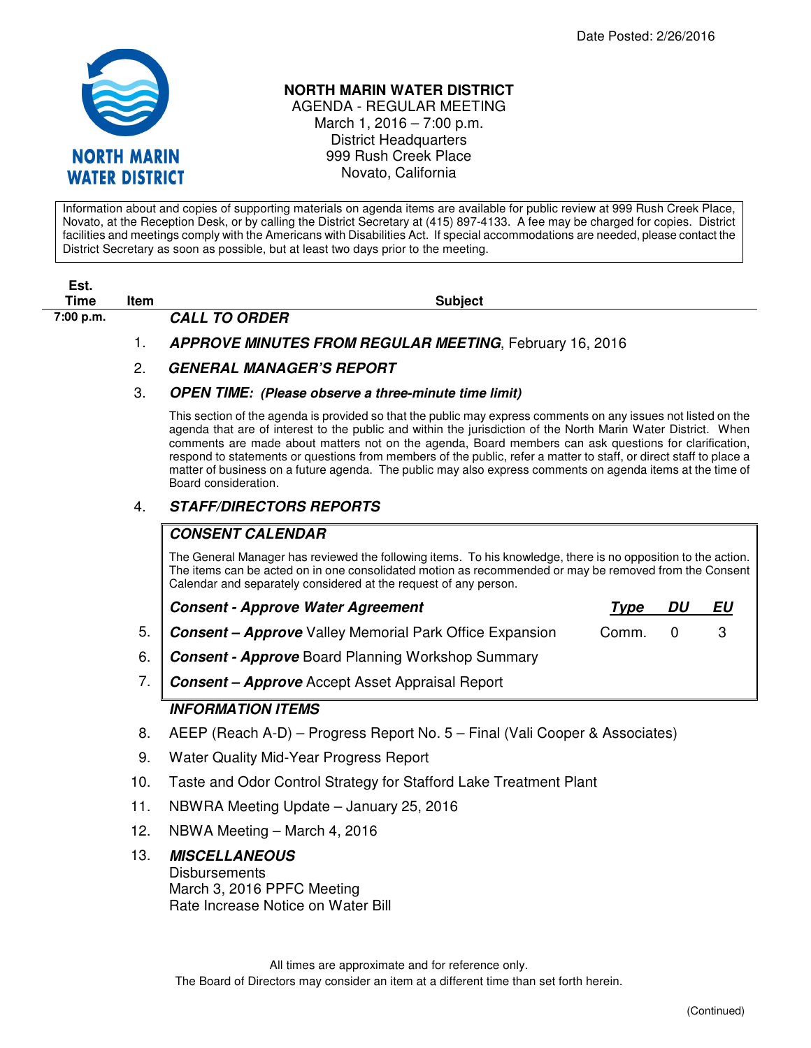Date Posted: 2/26/2016

# NORTH MARIN WATER DISTRICT

AGENDA - REGULAR MEETING
March 1, 2016 – 7:00 p.m.
District Headquarters
999 Rush Creek Place
Novato, California

Information about and copies of supporting materials on agenda items are available for public review at 999 Rush Creek Place, Novato, at the Reception Desk, or by calling the District Secretary at (415) 897-4133. A fee may be charged for copies. District facilities and meetings comply with the Americans with Disabilities Act. If special accommodations are needed, please contact the District Secretary as soon as possible, but at least two days prior to the meeting.

| Est. Time | Item | Subject |
|---|---|---|
| 7:00 p.m. | | ***CALL TO ORDER*** |
| | 1. | ***APPROVE MINUTES FROM REGULAR MEETING***, February 16, 2016 |
| | 2. | ***GENERAL MANAGER'S REPORT*** |
| | 3. | ***OPEN TIME: (Please observe a three-minute time limit)*** |

This section of the agenda is provided so that the public may express comments on any issues not listed on the agenda that are of interest to the public and within the jurisdiction of the North Marin Water District. When comments are made about matters not on the agenda, Board members can ask questions for clarification, respond to statements or questions from members of the public, refer a matter to staff, or direct staff to place a matter of business on a future agenda. The public may also express comments on agenda items at the time of Board consideration.

4. ***STAFF/DIRECTORS REPORTS***

## *CONSENT CALENDAR*

The General Manager has reviewed the following items. To his knowledge, there is no opposition to the action. The items can be acted on in one consolidated motion as recommended or may be removed from the Consent Calendar and separately considered at the request of any person.

| Item | Consent - Approve Water Agreement | Type | DU | EU |
|---|---|---|---|---|
| 5. | ***Consent – Approve*** Valley Memorial Park Office Expansion | Comm. | 0 | 3 |
| 6. | ***Consent - Approve*** Board Planning Workshop Summary | | | |
| 7. | ***Consent – Approve*** Accept Asset Appraisal Report | | | |

## *INFORMATION ITEMS*

8. AEEP (Reach A-D) – Progress Report No. 5 – Final (Vali Cooper & Associates)
9. Water Quality Mid-Year Progress Report
10. Taste and Odor Control Strategy for Stafford Lake Treatment Plant
11. NBWRA Meeting Update – January 25, 2016
12. NBWA Meeting – March 4, 2016
13. ***MISCELLANEOUS***
    Disbursements
    March 3, 2016 PPFC Meeting
    Rate Increase Notice on Water Bill

All times are approximate and for reference only.
The Board of Directors may consider an item at a different time than set forth herein.

(Continued)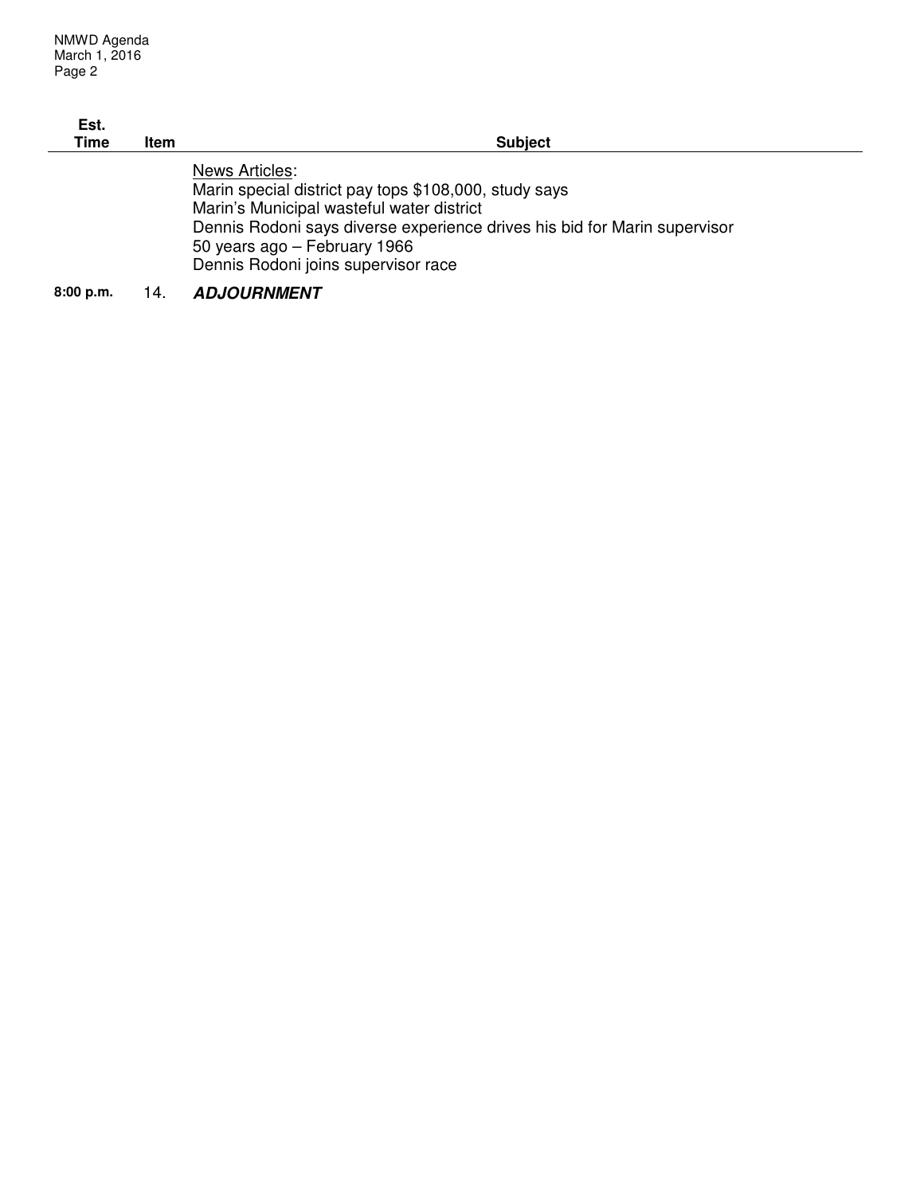| Est. Time | Item | Subject |
|---|---|---|
| | | News Articles:<br>Marin special district pay tops $108,000, study says<br>Marin's Municipal wasteful water district<br>Dennis Rodoni says diverse experience drives his bid for Marin supervisor<br>50 years ago – February 1966<br>Dennis Rodoni joins supervisor race |
| 8:00 p.m. | 14. | ***ADJOURNMENT*** |